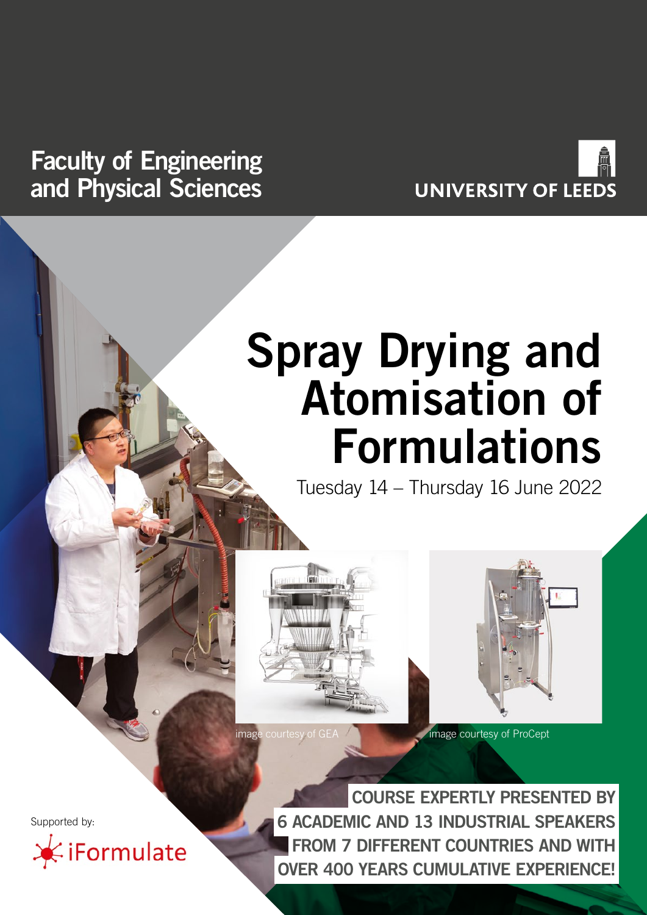Faculty of Engineering and Physical Sciences

UNIVERSITY OF LEEDS

# Spray Drying and Atomisation of Formulations

Tuesday 14 – Thursday 16 June 2022

image courtesy of GEA

image courtesy of ProCept

**COURSE EXPERTLY PRESENTED BY 6 ACADEMIC AND 13 INDUSTRIAL SPEAKERS FROM 7 DIFFERENT COUNTRIES AND WITH OVER 400 YEARS CUMULATIVE EXPERIENCE!**

Supported by:

iFormulate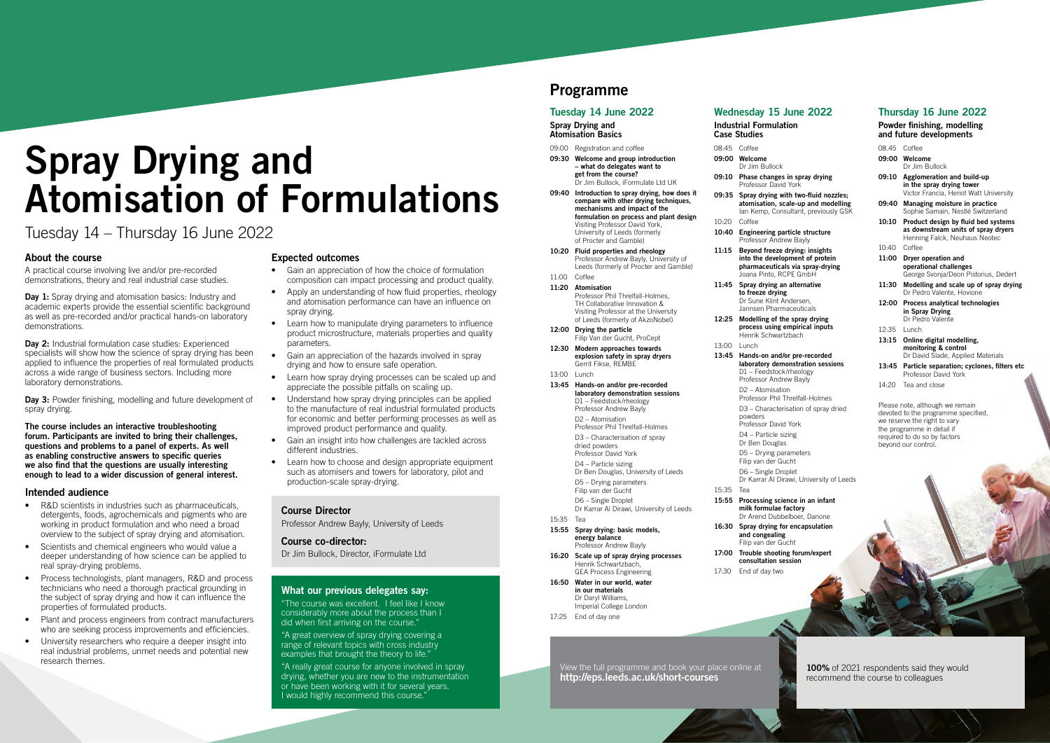# Spray Drying and Atomisation of Formulations

Tuesday 14 – Thursday 16 June 2022

## About the course

A practical course involving live and/or pre-recorded demonstrations, theory and real industrial case studies.

**Day 1:** Spray drying and atomisation basics: Industry and academic experts provide the essential scientific background as well as pre-recorded and/or practical hands-on laboratory demonstrations.

**Day 2:** Industrial formulation case studies: Experienced specialists will show how the science of spray drying has been applied to influence the properties of real formulated products across a wide range of business sectors. Including more laboratory demonstrations.

**Day 3:** Powder finishing, modelling and future development of spray drying.

**The course includes an interactive troubleshooting forum. Participants are invited to bring their challenges, questions and problems to a panel of experts. As well as enabling constructive answers to specific queries we also find that the questions are usually interesting enough to lead to a wider discussion of general interest.**

## Intended audience

- R&D scientists in industries such as pharmaceuticals, detergents, foods, agrochemicals and pigments who are working in product formulation and who need a broad overview to the subject of spray drying and atomisation.
- Scientists and chemical engineers who would value a deeper understanding of how science can be applied to real spray-drying problems.
- Process technologists, plant managers, R&D and process technicians who need a thorough practical grounding in the subject of spray drying and how it can influence the properties of formulated products.
- Plant and process engineers from contract manufacturers who are seeking process improvements and efficiencies.
- University researchers who require a deeper insight into real industrial problems, unmet needs and potential new research themes.

## Expected outcomes

- Gain an appreciation of how the choice of formulation composition can impact processing and product quality.
- Apply an understanding of how fluid properties, rheology and atomisation performance can have an influence on spray drying.
- Learn how to manipulate drying parameters to influence product microstructure, materials properties and quality parameters.
- Gain an appreciation of the hazards involved in spray drying and how to ensure safe operation.
- Learn how spray drying processes can be scaled up and appreciate the possible pitfalls on scaling up.
- Understand how spray drying principles can be applied to the manufacture of real industrial formulated products for economic and better performing processes as well as improved product performance and quality.
- Gain an insight into how challenges are tackled across different industries.
- Learn how to choose and design appropriate equipment such as atomisers and towers for laboratory, pilot and production-scale spray-drying.

### Course Director

Professor Andrew Bayly, University of Leeds

### Course co-director:

Dr Jim Bullock, Director, iFormulate Ltd

### What our previous delegates say:

"The course was excellent. I feel like I know considerably more about the process than I did when first arriving on the course."

"A great overview of spray drying covering a range of relevant topics with cross industry examples that brought the theory to life."

"A really great course for anyone involved in spray drying, whether you are new to the instrumentation or have been working with it for several years. I would highly recommend this course."

## Programme

### Tuesday 14 June 2022

**Spray Drying and Atomisation Basics**

09:00 Registration and coffee

**09:30 Welcome and group introduction – what do delegates want to get from the course?**
Dr Jim Bullock, iFormulate Ltd UK

**09:40 Introduction to spray drying, how does it compare with other drying techniques, mechanisms and impact of the formulation on process and plant design**
Visiting Professor David York, University of Leeds (formerly of Procter and Gamble)

**10:20 Fluid properties and rheology**
Professor Andrew Bayly, University of Leeds (formerly of Procter and Gamble)

11:00 Coffee

**11:20 Atomisation**
Professor Phil Threlfall-Holmes, TH Collaborative Innovation & Visiting Professor at the University of Leeds (formerly of AkzoNobel)

**12:00 Drying the particle**
Filip Van der Gucht, ProCept

**12:30 Modern approaches towards explosion safety in spray dryers**
Gerrit Fikse, REMBE

13:00 Lunch

**13:45 Hands-on and/or pre-recorded laboratory demonstration sessions**
D1 – Feedstock/rheology
Professor Andrew Bayly
D2 – Atomisation
Professor Phil Threlfall-Holmes
D3 – Characterisation of spray dried powders
Professor David York
D4 – Particle sizing
Dr Ben Douglas, University of Leeds
D5 – Drying parameters
Filip van der Gucht
D6 – Single Droplet
Dr Karrar Al Dirawi, University of Leeds

15:35 Tea

**15:55 Spray drying: basic models, energy balance**
Professor Andrew Bayly

**16:20 Scale up of spray drying processes**
Henrik Schwartzbach, GEA Process Engineering

**16:50 Water in our world, water in our materials**
Dr Daryl Williams, Imperial College London

17:25 End of day one

### Wednesday 15 June 2022

**Industrial Formulation Case Studies**

08:45 Coffee

**09:00 Welcome**
Dr Jim Bullock

**09:10 Phase changes in spray drying**
Professor David York

**09:35 Spray drying with two-fluid nozzles; atomisation, scale-up and modelling**
Ian Kemp, Consultant, previously GSK

10:20 Coffee

**10:40 Engineering particle structure**
Professor Andrew Bayly

**11:15 Beyond freeze drying: insights into the development of protein pharmaceuticals via spray-drying**
Joana Pinto, RCPE GmbH

**11:45 Spray drying an alternative to freeze drying**
Dr Sune Klint Andersen, Jannsen Pharmaceuticals

**12:25 Modelling of the spray drying process using empirical inputs**
Henrik Schwartzbach

13:00 Lunch

**13:45 Hands-on and/or pre-recorded laboratory demonstration sessions**
D1 – Feedstock/rheology
Professor Andrew Bayly
D2 – Atomisation
Professor Phil Threlfall-Holmes
D3 – Characterisation of spray dried powders
Professor David York
D4 – Particle sizing
Dr Ben Douglas
D5 – Drying parameters
Filip van der Gucht
D6 – Single Droplet
Dr Karrar Al Dirawi, University of Leeds

15:35 Tea

**15:55 Processing science in an infant milk formulae factory**
Dr Arend Dubbelboer, Danone

**16:30 Spray drying for encapsulation and congealing**
Filip van der Gucht

**17:00 Trouble shooting forum/expert consultation session**

17:30 End of day two

### Thursday 16 June 2022

**Powder finishing, modelling and future developments**

08.45 Coffee

**09:00 Welcome**
Dr Jim Bullock

**09:10 Agglomeration and build-up in the spray drying tower**
Victor Francia, Heriot Watt University

**09:40 Managing moisture in practice**
Sophie Samain, Nestlé Switzerland

**10:10 Product design by fluid bed systems as downstream units of spray dryers**
Henning Falck, Neuhaus Neotec

10:40 Coffee

**11:00 Dryer operation and operational challenges**
George Svonja/Deon Pistorius, Dedert

**11:30 Modelling and scale up of spray drying**
Dr Pedro Valente, Hovione

**12:00 Process analytical technologies in Spray Drying**
Dr Pedro Valente

12:35 Lunch

**13:15 Online digital modelling, monitoring & control**
Dr David Slade, Applied Materials

**13:45 Particle separation; cyclones, filters etc**
Professor David York

14:20 Tea and close

Please note, although we remain devoted to the programme specified, we reserve the right to vary the programme in detail if required to do so by factors beyond our control.

View the full programme and book your place online at **http://eps.leeds.ac.uk/short-courses**

**100%** of 2021 respondents said they would recommend the course to colleagues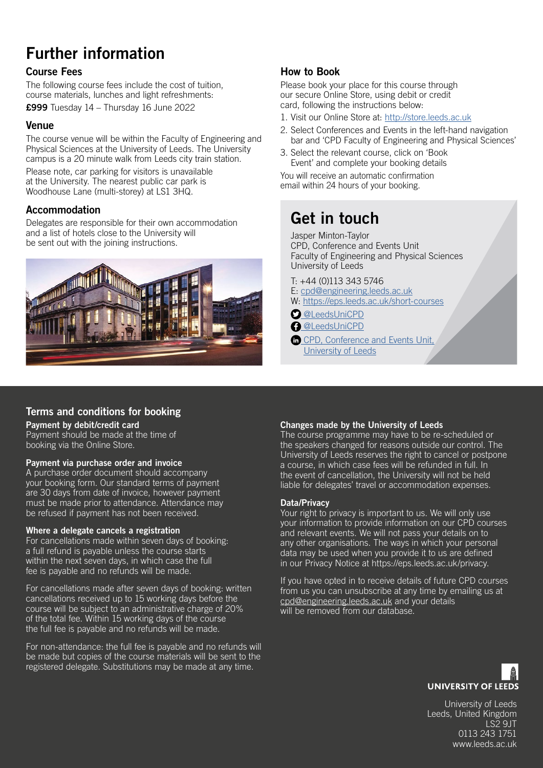# Further information

## Course Fees

The following course fees include the cost of tuition, course materials, lunches and light refreshments:

**£999** Tuesday 14 – Thursday 16 June 2022

## Venue

The course venue will be within the Faculty of Engineering and Physical Sciences at the University of Leeds. The University campus is a 20 minute walk from Leeds city train station.

Please note, car parking for visitors is unavailable at the University. The nearest public car park is Woodhouse Lane (multi-storey) at LS1 3HQ.

## Accommodation

Delegates are responsible for their own accommodation and a list of hotels close to the University will be sent out with the joining instructions.

## How to Book

Please book your place for this course through our secure Online Store, using debit or credit card, following the instructions below:

1. Visit our Online Store at: http://store.leeds.ac.uk
2. Select Conferences and Events in the left-hand navigation bar and 'CPD Faculty of Engineering and Physical Sciences'
3. Select the relevant course, click on 'Book Event' and complete your booking details

You will receive an automatic confirmation email within 24 hours of your booking.

# Get in touch

Jasper Minton-Taylor
CPD, Conference and Events Unit
Faculty of Engineering and Physical Sciences
University of Leeds

T: +44 (0)113 343 5746
E: cpd@engineering.leeds.ac.uk
W: https://eps.leeds.ac.uk/short-courses

@LeedsUniCPD

@LeedsUniCPD

CPD, Conference and Events Unit, University of Leeds

## Terms and conditions for booking

**Payment by debit/credit card**

Payment should be made at the time of booking via the Online Store.

**Payment via purchase order and invoice**

A purchase order document should accompany your booking form. Our standard terms of payment are 30 days from date of invoice, however payment must be made prior to attendance. Attendance may be refused if payment has not been received.

**Where a delegate cancels a registration**

For cancellations made within seven days of booking: a full refund is payable unless the course starts within the next seven days, in which case the full fee is payable and no refunds will be made.

For cancellations made after seven days of booking: written cancellations received up to 15 working days before the course will be subject to an administrative charge of 20% of the total fee. Within 15 working days of the course the full fee is payable and no refunds will be made.

For non-attendance: the full fee is payable and no refunds will be made but copies of the course materials will be sent to the registered delegate. Substitutions may be made at any time.

**Changes made by the University of Leeds**

The course programme may have to be re-scheduled or the speakers changed for reasons outside our control. The University of Leeds reserves the right to cancel or postpone a course, in which case fees will be refunded in full. In the event of cancellation, the University will not be held liable for delegates' travel or accommodation expenses.

**Data/Privacy**

Your right to privacy is important to us. We will only use your information to provide information on our CPD courses and relevant events. We will not pass your details on to any other organisations. The ways in which your personal data may be used when you provide it to us are defined in our Privacy Notice at https://eps.leeds.ac.uk/privacy.

If you have opted in to receive details of future CPD courses from us you can unsubscribe at any time by emailing us at cpd@engineering.leeds.ac.uk and your details will be removed from our database.

UNIVERSITY OF LEEDS

University of Leeds
Leeds, United Kingdom
LS2 9JT
0113 243 1751
www.leeds.ac.uk